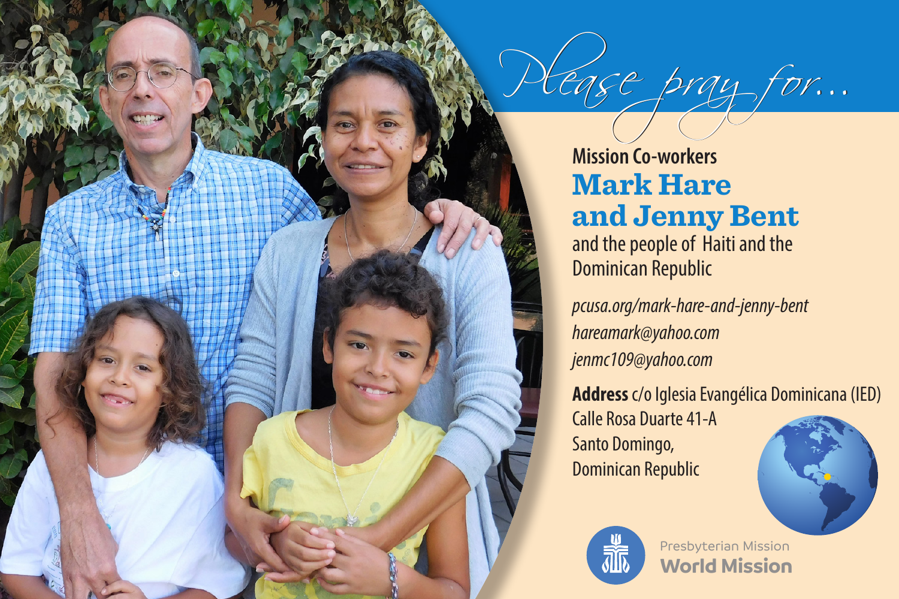# Please pray for...

**Mission Co-workers**

## Mark Hare and Jenny Bent

and the people of Haiti and the Dominican Republic

*pcusa.org/mark-hare-and-jenny-bent*

*hareamark@yahoo.com*

*jenmc109@yahoo.com*

**Address** c/o Iglesia Evangélica Dominicana (IED)
Calle Rosa Duarte 41-A
Santo Domingo,
Dominican Republic

Presbyterian Mission
**World Mission**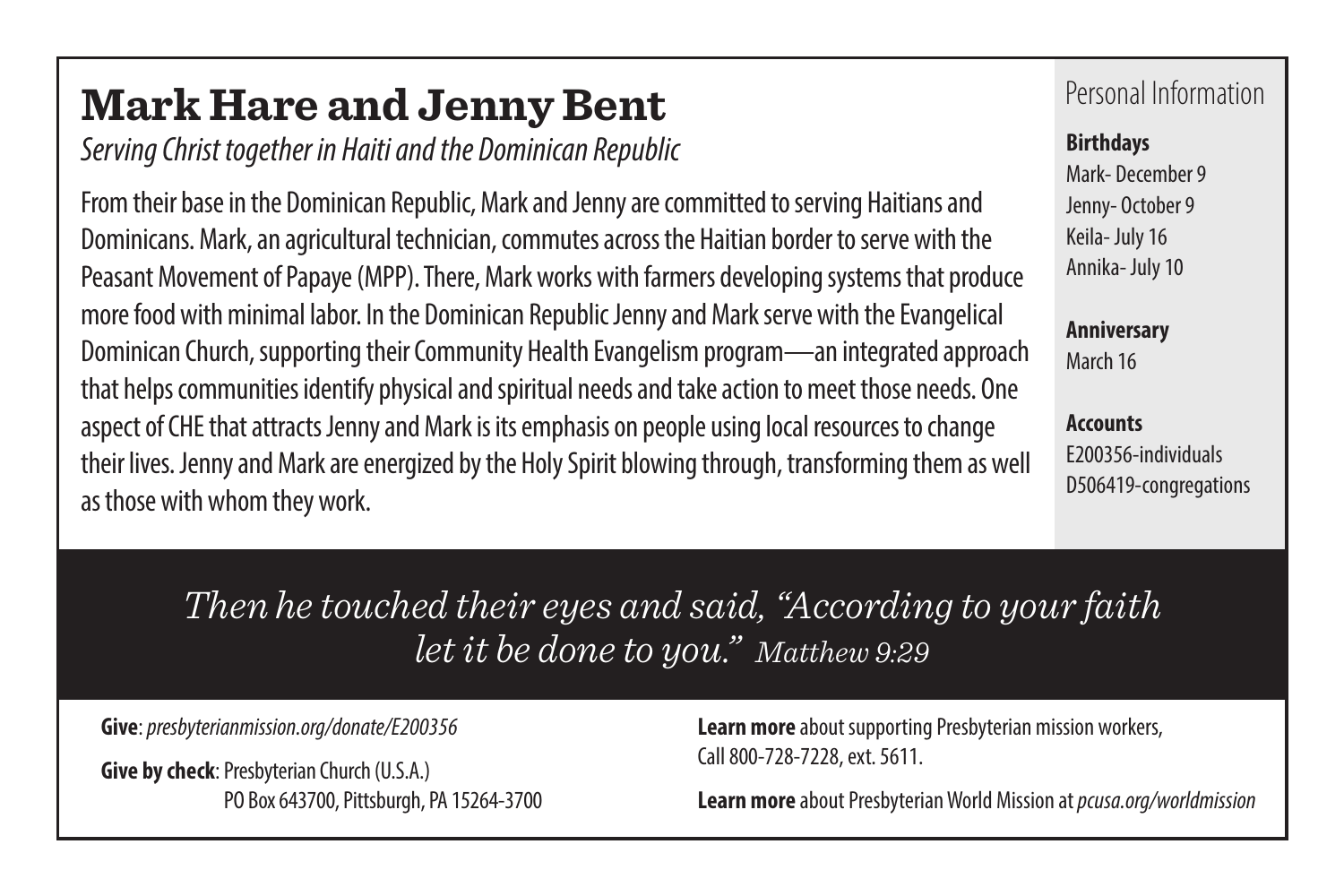# Mark Hare and Jenny Bent

*Serving Christ together in Haiti and the Dominican Republic*

From their base in the Dominican Republic, Mark and Jenny are committed to serving Haitians and Dominicans. Mark, an agricultural technician, commutes across the Haitian border to serve with the Peasant Movement of Papaye (MPP). There, Mark works with farmers developing systems that produce more food with minimal labor. In the Dominican Republic Jenny and Mark serve with the Evangelical Dominican Church, supporting their Community Health Evangelism program—an integrated approach that helps communities identify physical and spiritual needs and take action to meet those needs. One aspect of CHE that attracts Jenny and Mark is its emphasis on people using local resources to change their lives. Jenny and Mark are energized by the Holy Spirit blowing through, transforming them as well as those with whom they work.

## Personal Information

**Birthdays**
Mark- December 9
Jenny- October 9
Keila- July 16
Annika- July 10

**Anniversary**
March 16

**Accounts**
E200356-individuals
D506419-congregations

*Then he touched their eyes and said, "According to your faith let it be done to you." Matthew 9:29*

**Give**: *presbyterianmission.org/donate/E200356*

**Give by check**: Presbyterian Church (U.S.A.)
PO Box 643700, Pittsburgh, PA 15264-3700

**Learn more** about supporting Presbyterian mission workers,
Call 800-728-7228, ext. 5611.

**Learn more** about Presbyterian World Mission at *pcusa.org/worldmission*